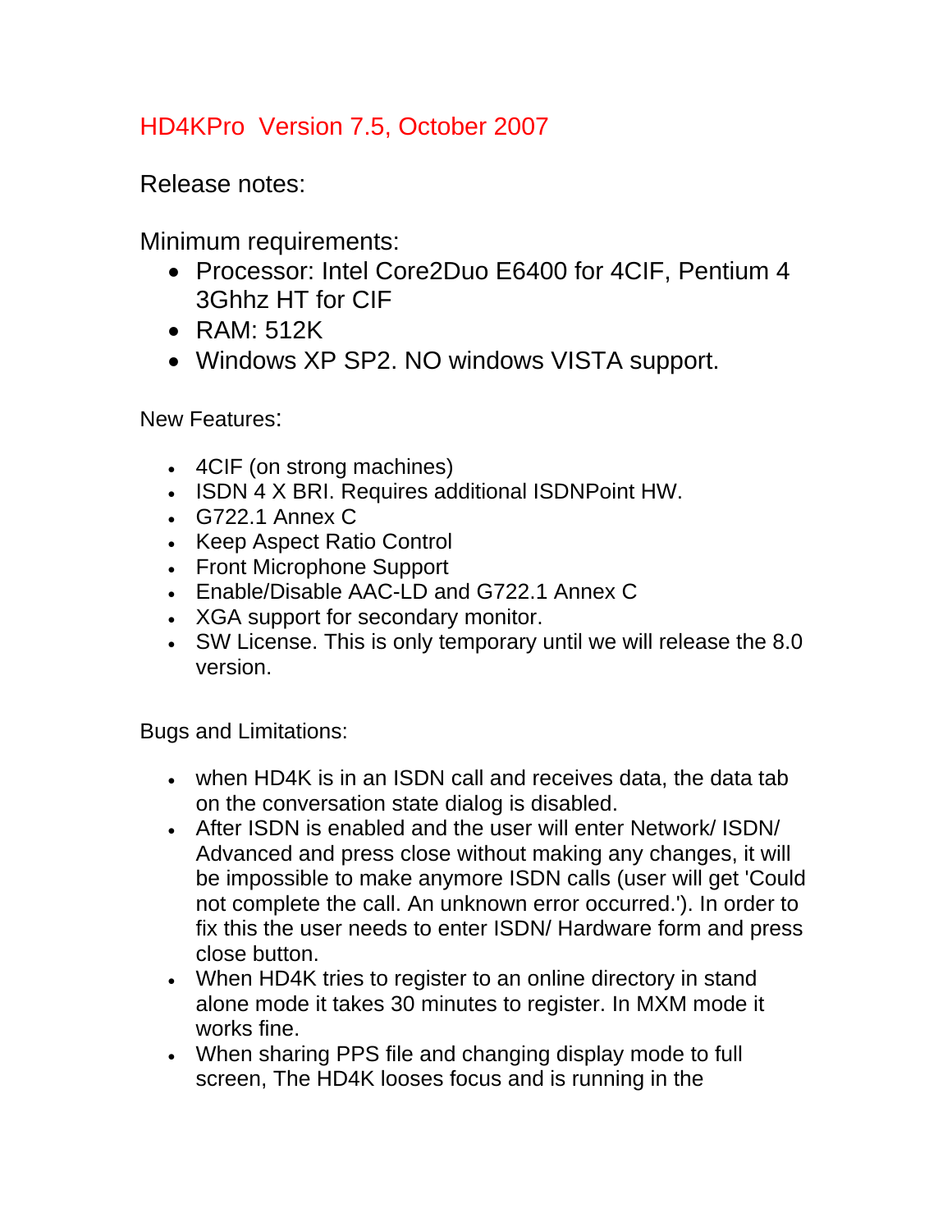# HD4KPro  Version 7.5, October 2007

Release notes:

Minimum requirements:

- Processor: Intel Core2Duo E6400 for 4CIF, Pentium 4 3Ghhz HT for CIF
- RAM: 512K
- Windows XP SP2. NO windows VISTA support.

New Features:

- 4CIF (on strong machines)
- ISDN 4 X BRI. Requires additional ISDNPoint HW.
- G722.1 Annex C
- Keep Aspect Ratio Control
- Front Microphone Support
- Enable/Disable AAC-LD and G722.1 Annex C
- XGA support for secondary monitor.
- SW License. This is only temporary until we will release the 8.0 version.

Bugs and Limitations:

- when HD4K is in an ISDN call and receives data, the data tab on the conversation state dialog is disabled.
- After ISDN is enabled and the user will enter Network/ ISDN/ Advanced and press close without making any changes, it will be impossible to make anymore ISDN calls (user will get 'Could not complete the call. An unknown error occurred.'). In order to fix this the user needs to enter ISDN/ Hardware form and press close button.
- When HD4K tries to register to an online directory in stand alone mode it takes 30 minutes to register. In MXM mode it works fine.
- When sharing PPS file and changing display mode to full screen, The HD4K looses focus and is running in the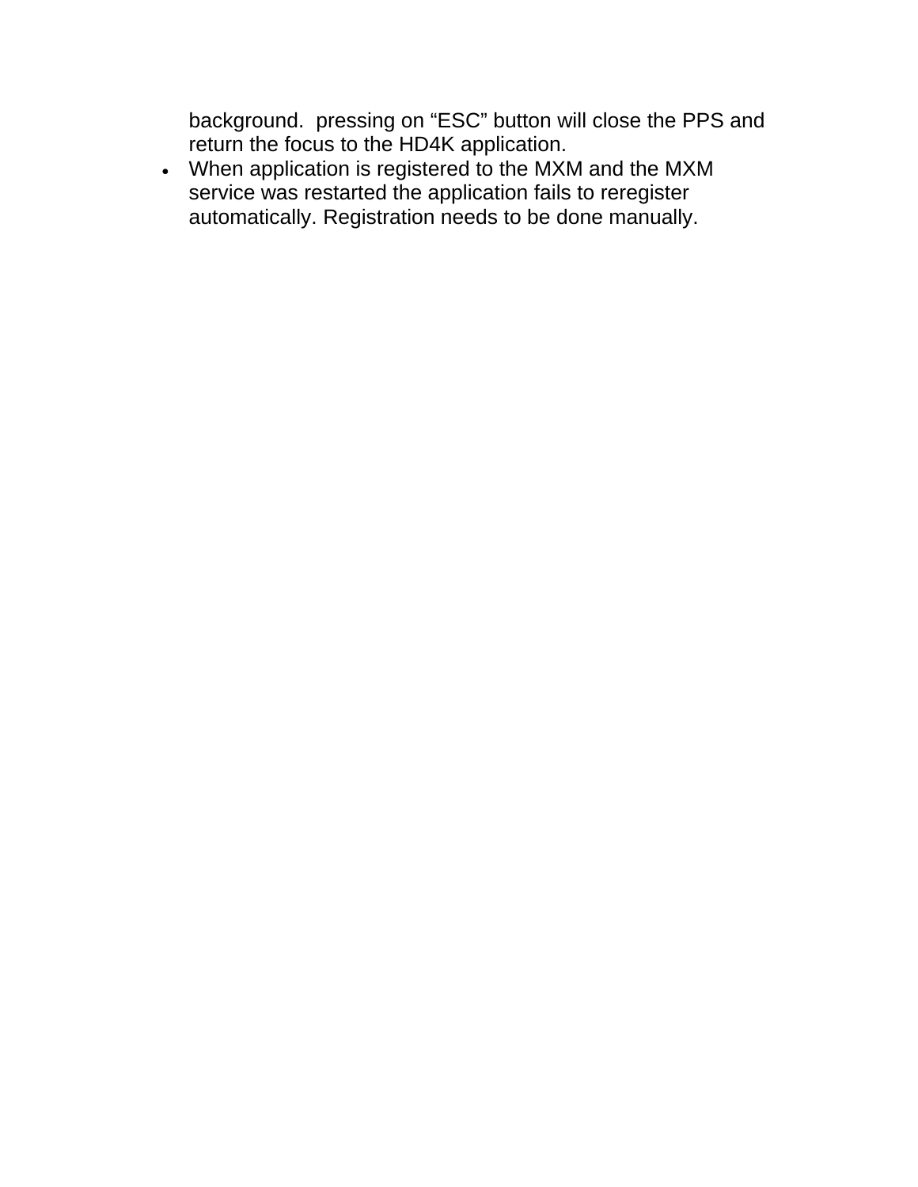background.  pressing on “ESC” button will close the PPS and return the focus to the HD4K application.

- When application is registered to the MXM and the MXM service was restarted the application fails to reregister automatically. Registration needs to be done manually.